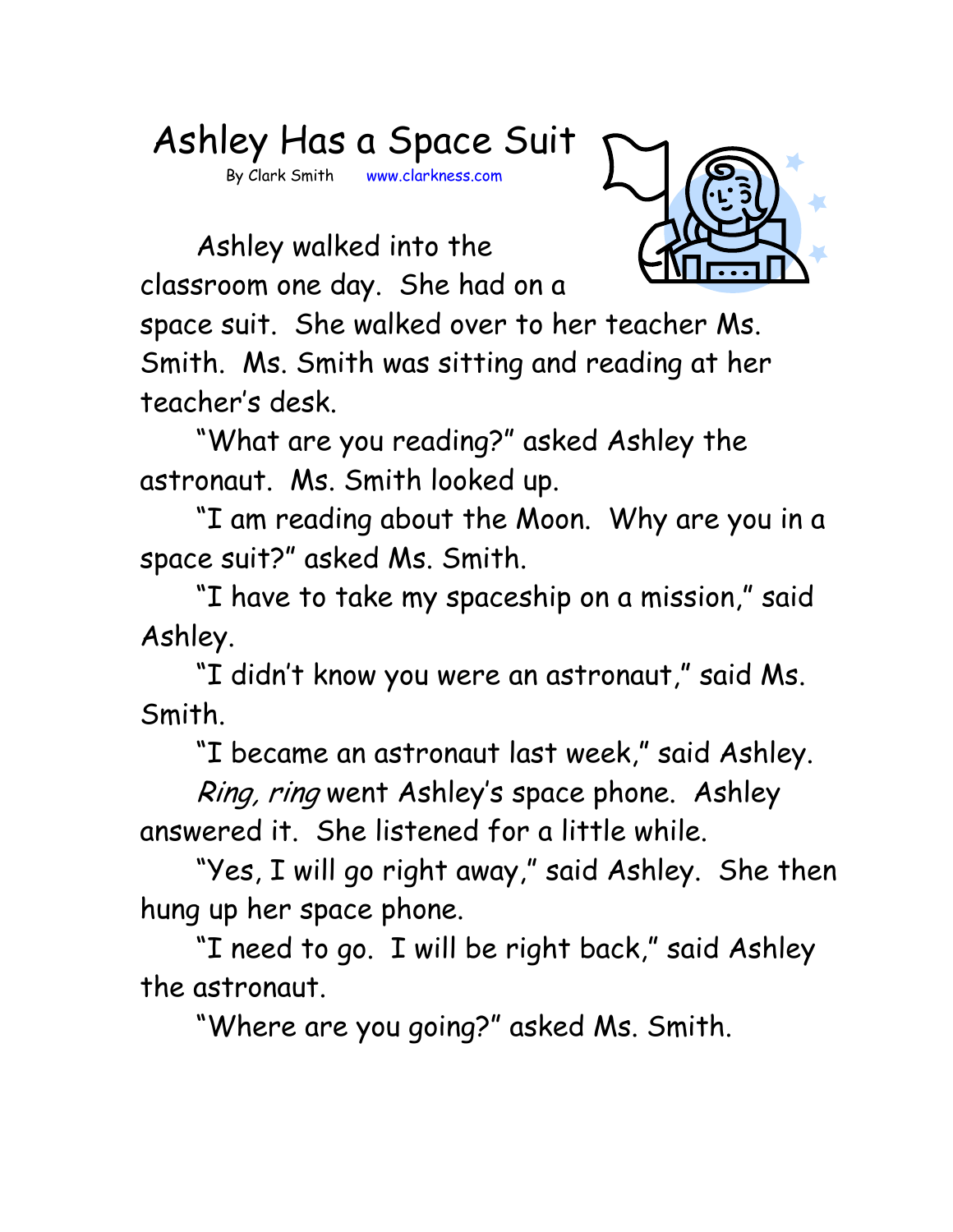# Ashley Has a Space Suit

By Clark Smith www.clarkness.com

Ashley walked into the classroom one day. She had on a space suit. She walked over to her teacher Ms. Smith. Ms. Smith was sitting and reading at her teacher's desk.

"What are you reading?" asked Ashley the astronaut. Ms. Smith looked up.

"I am reading about the Moon. Why are you in a space suit?" asked Ms. Smith.

"I have to take my spaceship on a mission," said Ashley.

"I didn't know you were an astronaut," said Ms. Smith.

"I became an astronaut last week," said Ashley.

*Ring, ring* went Ashley's space phone. Ashley answered it. She listened for a little while.

"Yes, I will go right away," said Ashley. She then hung up her space phone.

"I need to go. I will be right back," said Ashley the astronaut.

"Where are you going?" asked Ms. Smith.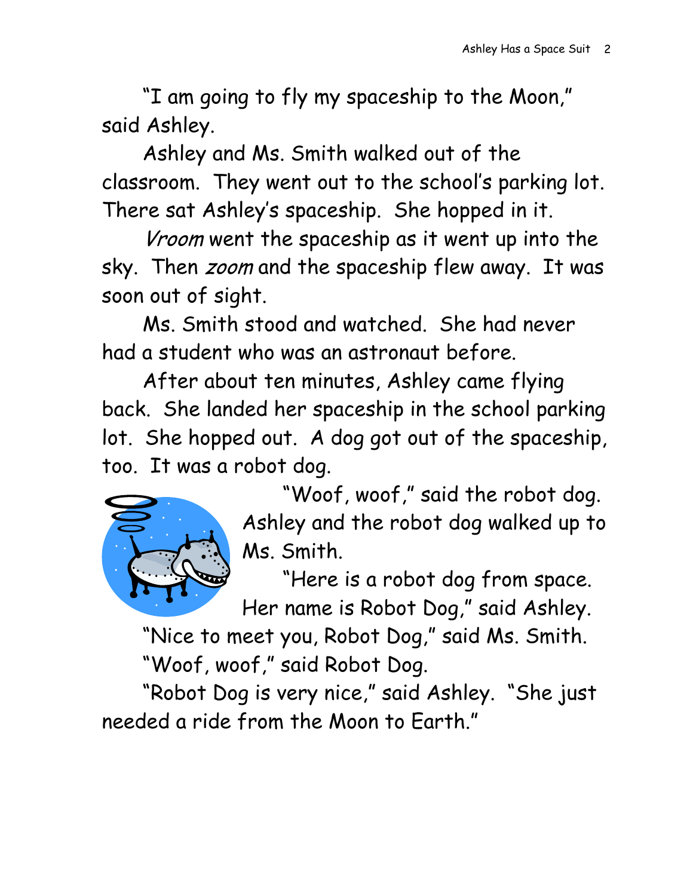"I am going to fly my spaceship to the Moon," said Ashley.

Ashley and Ms. Smith walked out of the classroom. They went out to the school's parking lot. There sat Ashley's spaceship. She hopped in it.

*Vroom* went the spaceship as it went up into the sky. Then *zoom* and the spaceship flew away. It was soon out of sight.

Ms. Smith stood and watched. She had never had a student who was an astronaut before.

After about ten minutes, Ashley came flying back. She landed her spaceship in the school parking lot. She hopped out. A dog got out of the spaceship, too. It was a robot dog.

"Woof, woof," said the robot dog. Ashley and the robot dog walked up to Ms. Smith.

"Here is a robot dog from space. Her name is Robot Dog," said Ashley.

"Nice to meet you, Robot Dog," said Ms. Smith.

"Woof, woof," said Robot Dog.

"Robot Dog is very nice," said Ashley. "She just needed a ride from the Moon to Earth."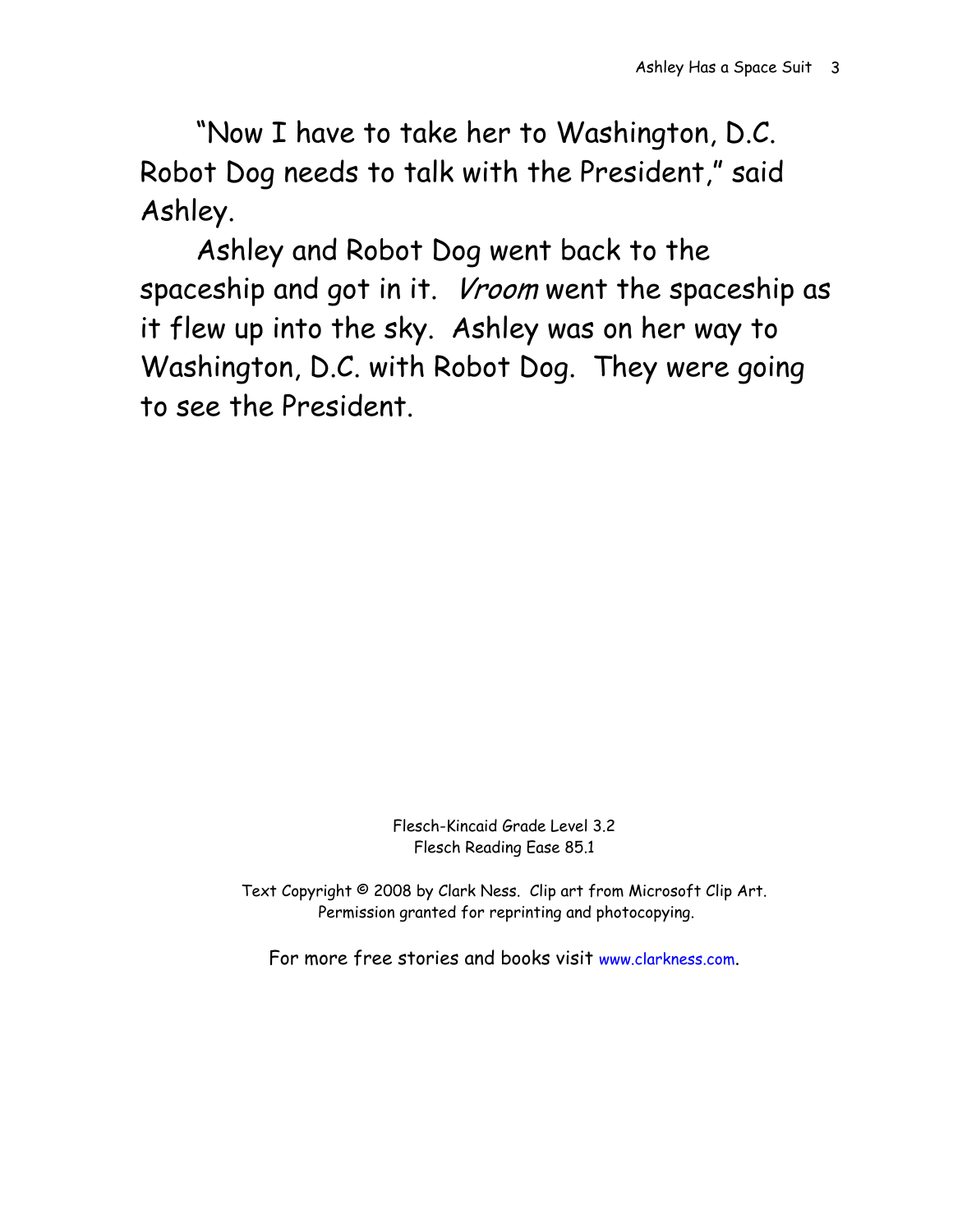"Now I have to take her to Washington, D.C. Robot Dog needs to talk with the President," said Ashley.

Ashley and Robot Dog went back to the spaceship and got in it. *Vroom* went the spaceship as it flew up into the sky. Ashley was on her way to Washington, D.C. with Robot Dog. They were going to see the President.

Flesch-Kincaid Grade Level 3.2
Flesch Reading Ease 85.1

Text Copyright © 2008 by Clark Ness. Clip art from Microsoft Clip Art. Permission granted for reprinting and photocopying.

For more free stories and books visit www.clarkness.com.